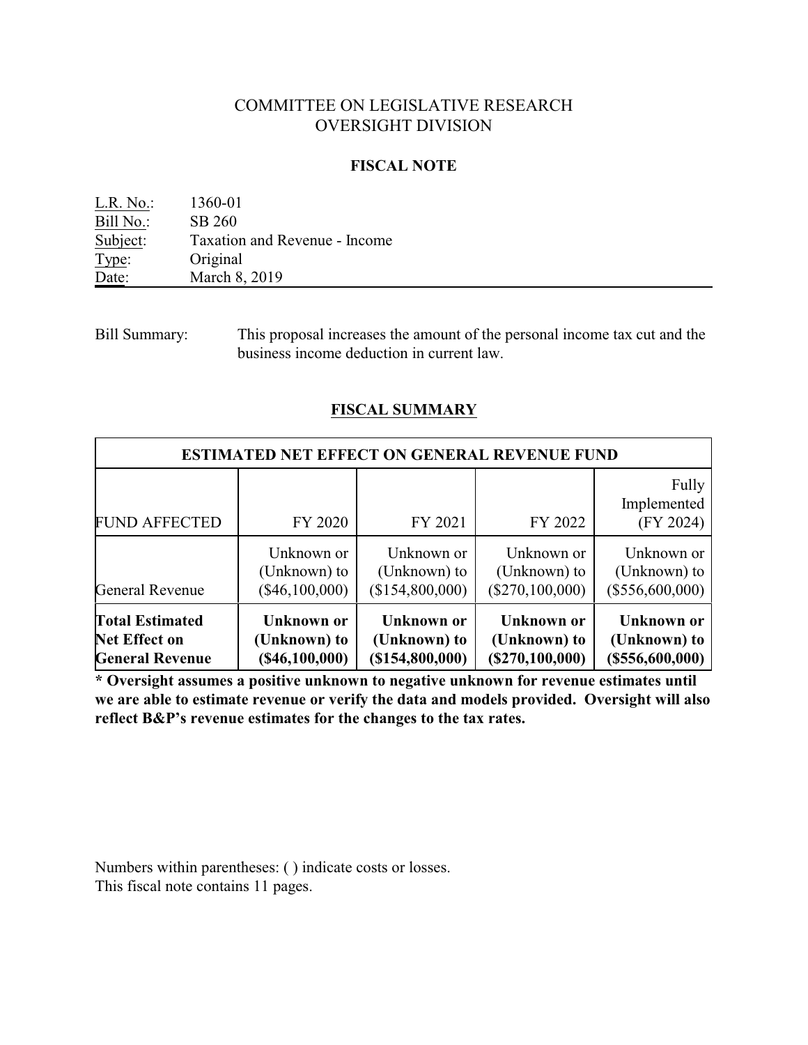# COMMITTEE ON LEGISLATIVE RESEARCH
# OVERSIGHT DIVISION

## FISCAL NOTE

L.R. No.: 1360-01
Bill No.: SB 260
Subject: Taxation and Revenue - Income
Type: Original
Date: March 8, 2019

Bill Summary: This proposal increases the amount of the personal income tax cut and the business income deduction in current law.

## FISCAL SUMMARY

| ESTIMATED NET EFFECT ON GENERAL REVENUE FUND | | | | |
|---|---|---|---|---|
| FUND AFFECTED | FY 2020 | FY 2021 | FY 2022 | Fully Implemented (FY 2024) |
| General Revenue | Unknown or (Unknown) to ($46,100,000) | Unknown or (Unknown) to ($154,800,000) | Unknown or (Unknown) to ($270,100,000) | Unknown or (Unknown) to ($556,600,000) |
| **Total Estimated Net Effect on General Revenue** | **Unknown or (Unknown) to ($46,100,000)** | **Unknown or (Unknown) to ($154,800,000)** | **Unknown or (Unknown) to ($270,100,000)** | **Unknown or (Unknown) to ($556,600,000)** |

**\* Oversight assumes a positive unknown to negative unknown for revenue estimates until we are able to estimate revenue or verify the data and models provided. Oversight will also reflect B&P's revenue estimates for the changes to the tax rates.**

Numbers within parentheses: ( ) indicate costs or losses.
This fiscal note contains 11 pages.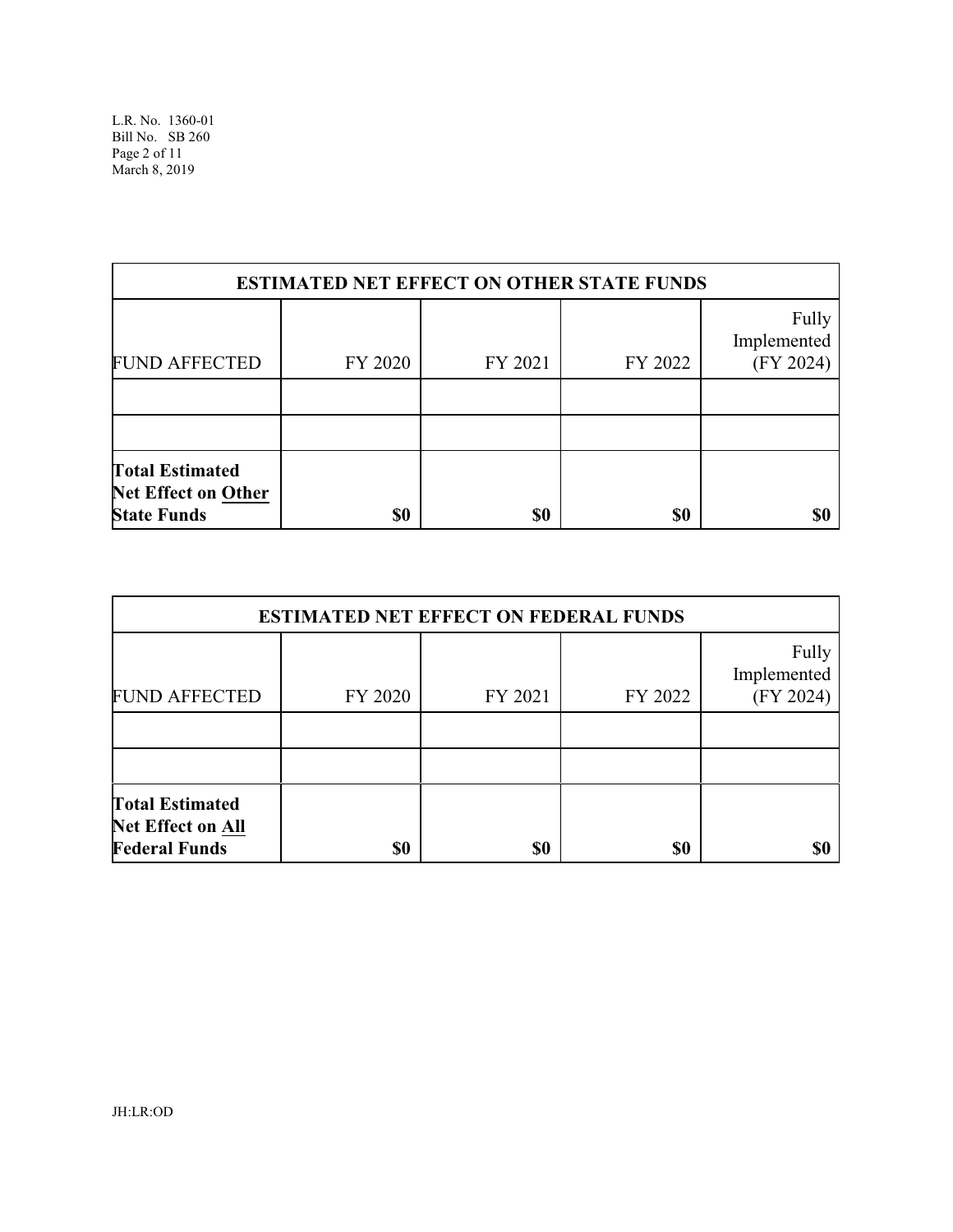| ESTIMATED NET EFFECT ON OTHER STATE FUNDS | | | | |
|---|---|---|---|---|
| FUND AFFECTED | FY 2020 | FY 2021 | FY 2022 | Fully Implemented (FY 2024) |
| | | | | |
| | | | | |
| **Total Estimated Net Effect on Other State Funds** | **$0** | **$0** | **$0** | **$0** |

| ESTIMATED NET EFFECT ON FEDERAL FUNDS | | | | |
|---|---|---|---|---|
| FUND AFFECTED | FY 2020 | FY 2021 | FY 2022 | Fully Implemented (FY 2024) |
| | | | | |
| | | | | |
| **Total Estimated Net Effect on All Federal Funds** | **$0** | **$0** | **$0** | **$0** |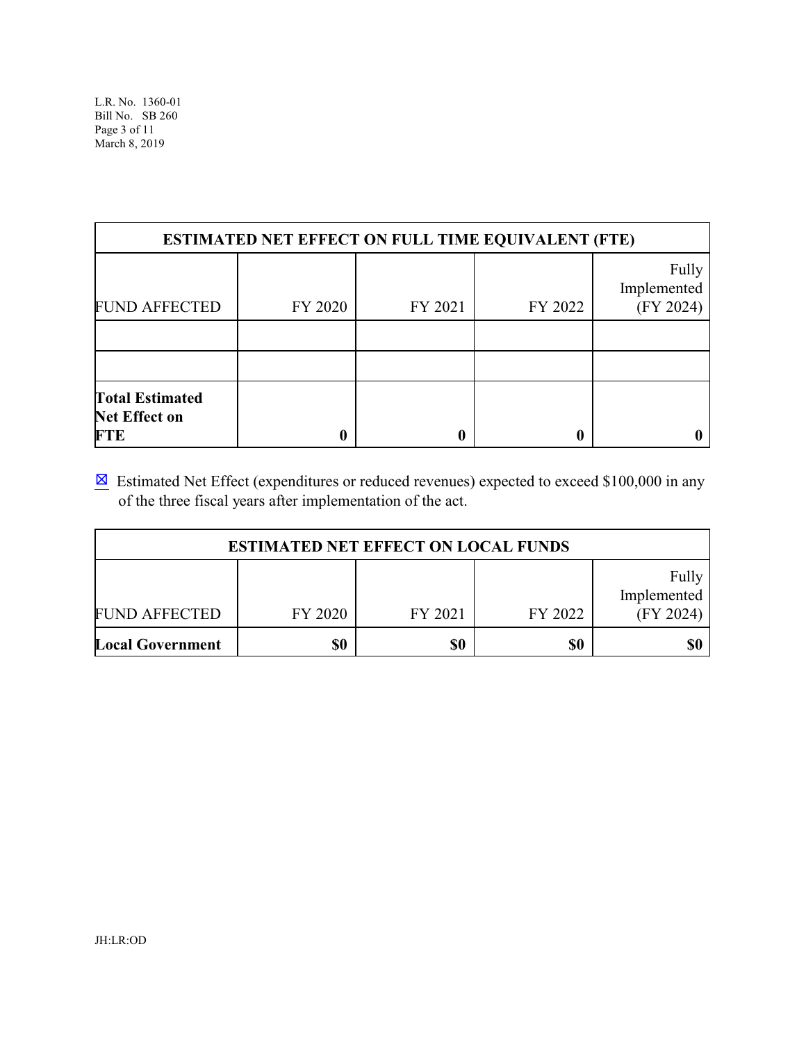| ESTIMATED NET EFFECT ON FULL TIME EQUIVALENT (FTE) | | | | |
|---|---|---|---|---|
| FUND AFFECTED | FY 2020 | FY 2021 | FY 2022 | Fully Implemented (FY 2024) |
| | | | | |
| | | | | |
| **Total Estimated Net Effect on FTE** | **0** | **0** | **0** | **0** |

☒ Estimated Net Effect (expenditures or reduced revenues) expected to exceed $100,000 in any of the three fiscal years after implementation of the act.

| ESTIMATED NET EFFECT ON LOCAL FUNDS | | | | |
|---|---|---|---|---|
| FUND AFFECTED | FY 2020 | FY 2021 | FY 2022 | Fully Implemented (FY 2024) |
| **Local Government** | **$0** | **$0** | **$0** | **$0** |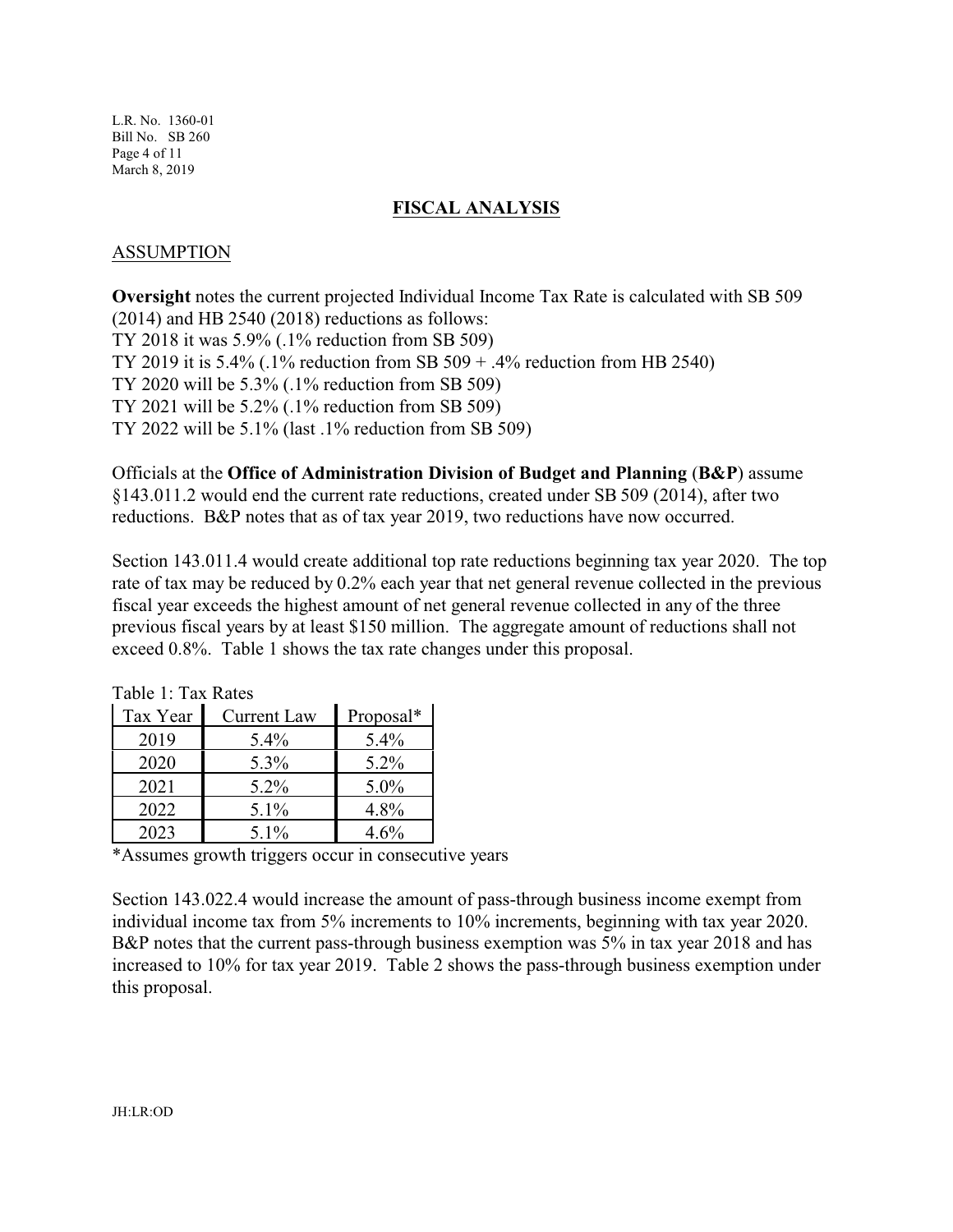## FISCAL ANALYSIS

### ASSUMPTION

**Oversight** notes the current projected Individual Income Tax Rate is calculated with SB 509 (2014) and HB 2540 (2018) reductions as follows:
TY 2018 it was 5.9% (.1% reduction from SB 509)
TY 2019 it is 5.4% (.1% reduction from SB 509 + .4% reduction from HB 2540)
TY 2020 will be 5.3% (.1% reduction from SB 509)
TY 2021 will be 5.2% (.1% reduction from SB 509)
TY 2022 will be 5.1% (last .1% reduction from SB 509)

Officials at the **Office of Administration Division of Budget and Planning** (**B&P**) assume §143.011.2 would end the current rate reductions, created under SB 509 (2014), after two reductions. B&P notes that as of tax year 2019, two reductions have now occurred.

Section 143.011.4 would create additional top rate reductions beginning tax year 2020. The top rate of tax may be reduced by 0.2% each year that net general revenue collected in the previous fiscal year exceeds the highest amount of net general revenue collected in any of the three previous fiscal years by at least $150 million. The aggregate amount of reductions shall not exceed 0.8%. Table 1 shows the tax rate changes under this proposal.

Table 1: Tax Rates

| Tax Year | Current Law | Proposal* |
|---|---|---|
| 2019 | 5.4% | 5.4% |
| 2020 | 5.3% | 5.2% |
| 2021 | 5.2% | 5.0% |
| 2022 | 5.1% | 4.8% |
| 2023 | 5.1% | 4.6% |

*Assumes growth triggers occur in consecutive years

Section 143.022.4 would increase the amount of pass-through business income exempt from individual income tax from 5% increments to 10% increments, beginning with tax year 2020. B&P notes that the current pass-through business exemption was 5% in tax year 2018 and has increased to 10% for tax year 2019. Table 2 shows the pass-through business exemption under this proposal.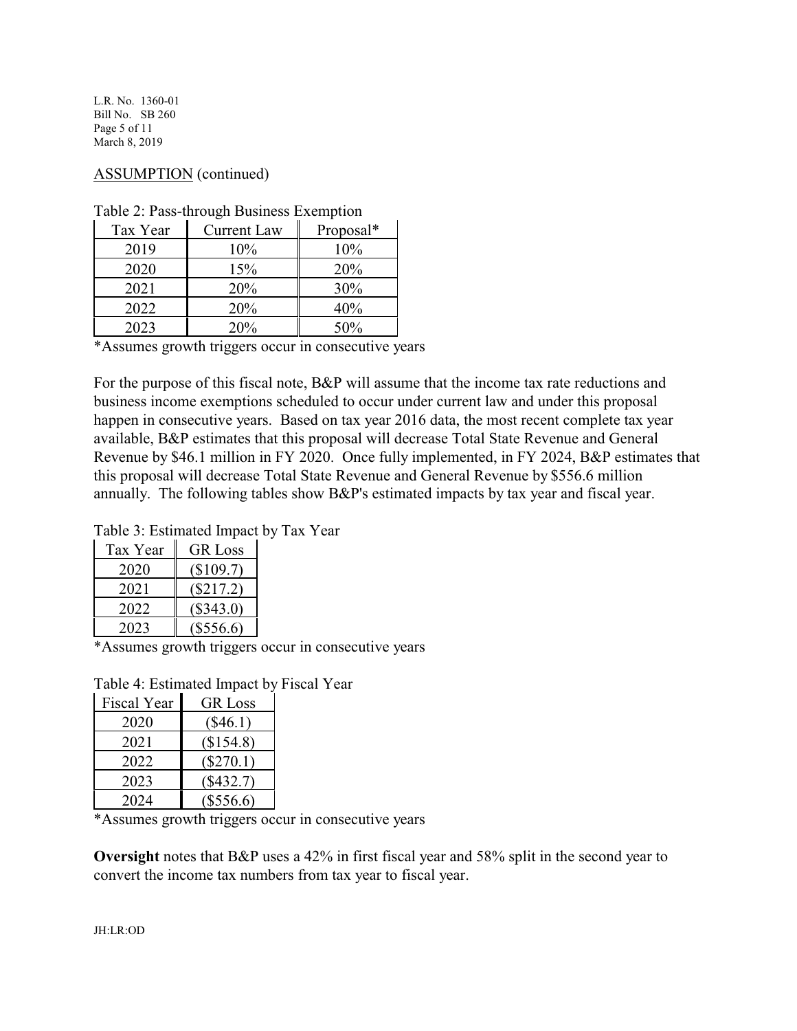ASSUMPTION (continued)

Table 2: Pass-through Business Exemption

| Tax Year | Current Law | Proposal* |
|---|---|---|
| 2019 | 10% | 10% |
| 2020 | 15% | 20% |
| 2021 | 20% | 30% |
| 2022 | 20% | 40% |
| 2023 | 20% | 50% |

*Assumes growth triggers occur in consecutive years

For the purpose of this fiscal note, B&P will assume that the income tax rate reductions and business income exemptions scheduled to occur under current law and under this proposal happen in consecutive years. Based on tax year 2016 data, the most recent complete tax year available, B&P estimates that this proposal will decrease Total State Revenue and General Revenue by $46.1 million in FY 2020. Once fully implemented, in FY 2024, B&P estimates that this proposal will decrease Total State Revenue and General Revenue by $556.6 million annually. The following tables show B&P's estimated impacts by tax year and fiscal year.

Table 3: Estimated Impact by Tax Year

| Tax Year | GR Loss |
|---|---|
| 2020 | ($109.7) |
| 2021 | ($217.2) |
| 2022 | ($343.0) |
| 2023 | ($556.6) |

*Assumes growth triggers occur in consecutive years

Table 4: Estimated Impact by Fiscal Year

| Fiscal Year | GR Loss |
|---|---|
| 2020 | ($46.1) |
| 2021 | ($154.8) |
| 2022 | ($270.1) |
| 2023 | ($432.7) |
| 2024 | ($556.6) |

*Assumes growth triggers occur in consecutive years

**Oversight** notes that B&P uses a 42% in first fiscal year and 58% split in the second year to convert the income tax numbers from tax year to fiscal year.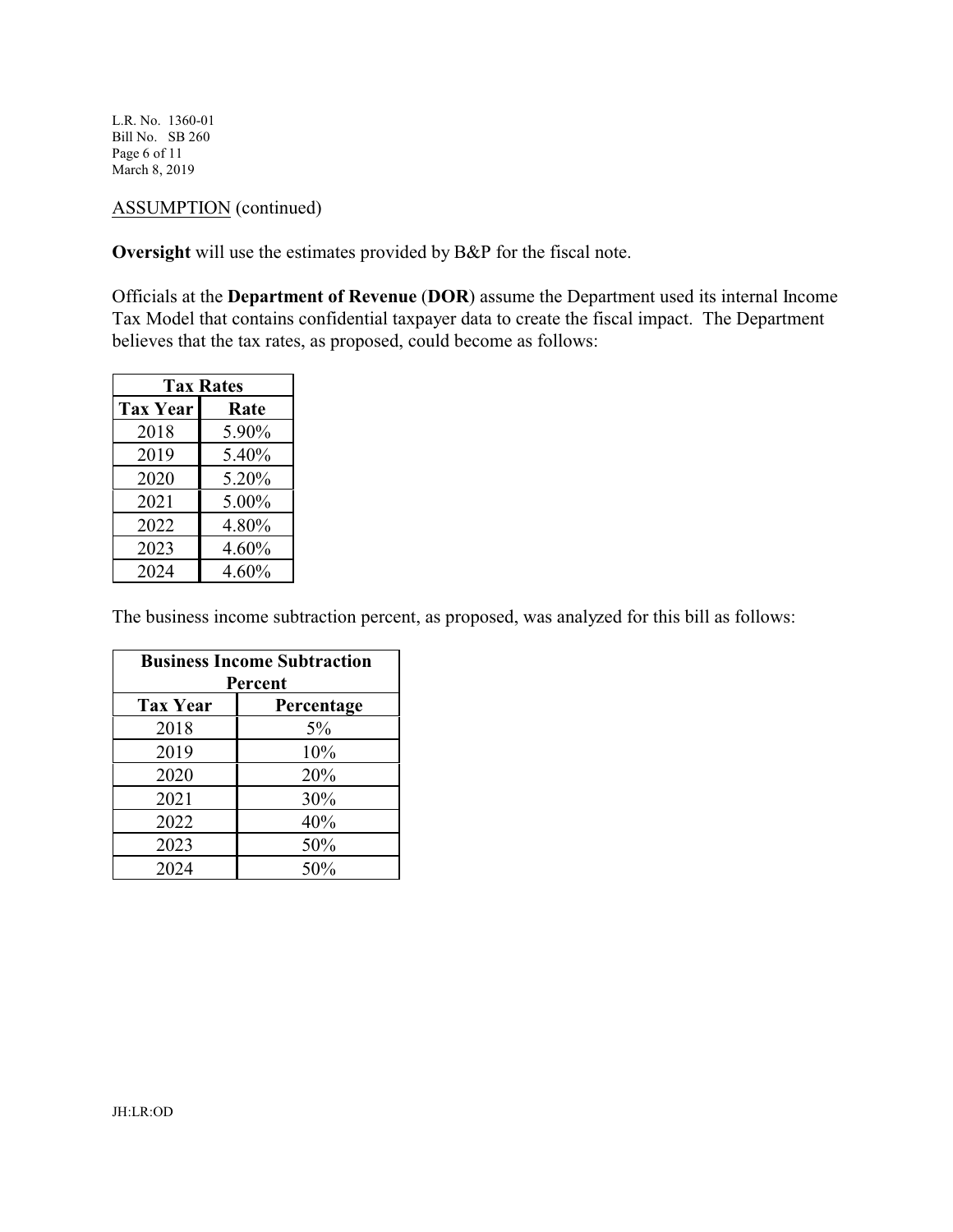ASSUMPTION (continued)

**Oversight** will use the estimates provided by B&P for the fiscal note.

Officials at the **Department of Revenue** (**DOR**) assume the Department used its internal Income Tax Model that contains confidential taxpayer data to create the fiscal impact. The Department believes that the tax rates, as proposed, could become as follows:

| Tax Rates | |
|---|---|
| **Tax Year** | **Rate** |
| 2018 | 5.90% |
| 2019 | 5.40% |
| 2020 | 5.20% |
| 2021 | 5.00% |
| 2022 | 4.80% |
| 2023 | 4.60% |
| 2024 | 4.60% |

The business income subtraction percent, as proposed, was analyzed for this bill as follows:

| Business Income Subtraction Percent | |
|---|---|
| **Tax Year** | **Percentage** |
| 2018 | 5% |
| 2019 | 10% |
| 2020 | 20% |
| 2021 | 30% |
| 2022 | 40% |
| 2023 | 50% |
| 2024 | 50% |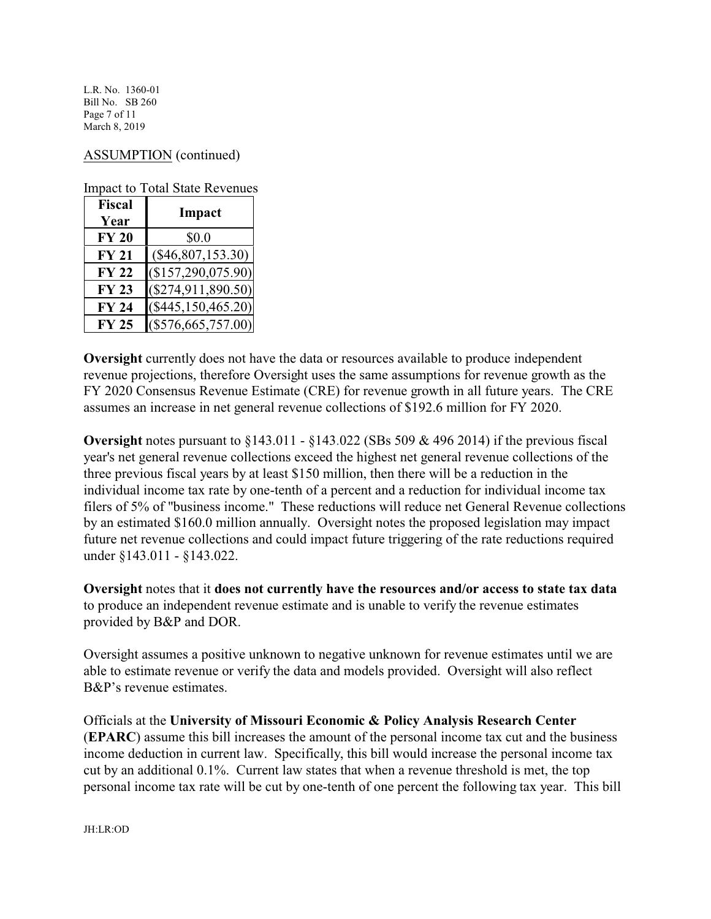ASSUMPTION (continued)

Impact to Total State Revenues

| Fiscal Year | Impact |
|---|---|
| FY 20 | $0.0 |
| FY 21 | ($46,807,153.30) |
| FY 22 | ($157,290,075.90) |
| FY 23 | ($274,911,890.50) |
| FY 24 | ($445,150,465.20) |
| FY 25 | ($576,665,757.00) |

**Oversight** currently does not have the data or resources available to produce independent revenue projections, therefore Oversight uses the same assumptions for revenue growth as the FY 2020 Consensus Revenue Estimate (CRE) for revenue growth in all future years. The CRE assumes an increase in net general revenue collections of $192.6 million for FY 2020.

**Oversight** notes pursuant to §143.011 - §143.022 (SBs 509 & 496 2014) if the previous fiscal year's net general revenue collections exceed the highest net general revenue collections of the three previous fiscal years by at least $150 million, then there will be a reduction in the individual income tax rate by one-tenth of a percent and a reduction for individual income tax filers of 5% of "business income." These reductions will reduce net General Revenue collections by an estimated $160.0 million annually. Oversight notes the proposed legislation may impact future net revenue collections and could impact future triggering of the rate reductions required under §143.011 - §143.022.

**Oversight** notes that it **does not currently have the resources and/or access to state tax data** to produce an independent revenue estimate and is unable to verify the revenue estimates provided by B&P and DOR.

Oversight assumes a positive unknown to negative unknown for revenue estimates until we are able to estimate revenue or verify the data and models provided. Oversight will also reflect B&P's revenue estimates.

Officials at the **University of Missouri Economic & Policy Analysis Research Center** (**EPARC**) assume this bill increases the amount of the personal income tax cut and the business income deduction in current law. Specifically, this bill would increase the personal income tax cut by an additional 0.1%. Current law states that when a revenue threshold is met, the top personal income tax rate will be cut by one-tenth of one percent the following tax year. This bill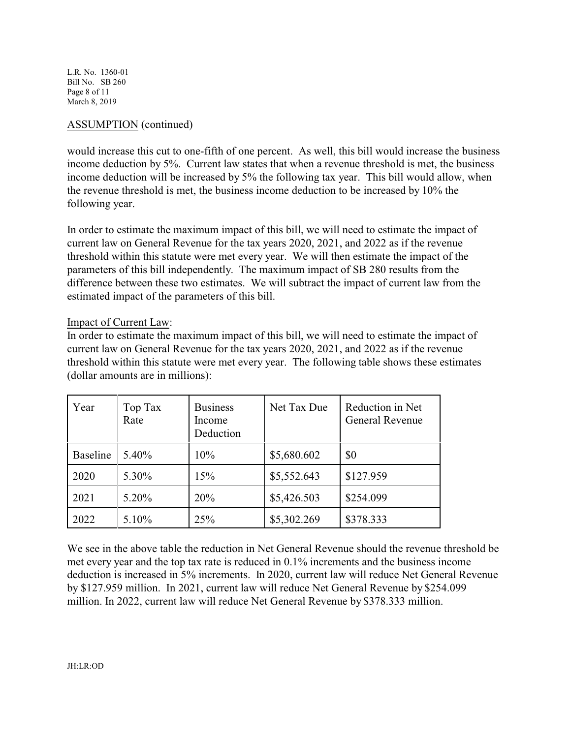## ASSUMPTION (continued)

would increase this cut to one-fifth of one percent. As well, this bill would increase the business income deduction by 5%. Current law states that when a revenue threshold is met, the business income deduction will be increased by 5% the following tax year. This bill would allow, when the revenue threshold is met, the business income deduction to be increased by 10% the following year.

In order to estimate the maximum impact of this bill, we will need to estimate the impact of current law on General Revenue for the tax years 2020, 2021, and 2022 as if the revenue threshold within this statute were met every year. We will then estimate the impact of the parameters of this bill independently. The maximum impact of SB 280 results from the difference between these two estimates. We will subtract the impact of current law from the estimated impact of the parameters of this bill.

Impact of Current Law:

In order to estimate the maximum impact of this bill, we will need to estimate the impact of current law on General Revenue for the tax years 2020, 2021, and 2022 as if the revenue threshold within this statute were met every year. The following table shows these estimates (dollar amounts are in millions):

| Year | Top Tax Rate | Business Income Deduction | Net Tax Due | Reduction in Net General Revenue |
|---|---|---|---|---|
| Baseline | 5.40% | 10% | $5,680.602 | $0 |
| 2020 | 5.30% | 15% | $5,552.643 | $127.959 |
| 2021 | 5.20% | 20% | $5,426.503 | $254.099 |
| 2022 | 5.10% | 25% | $5,302.269 | $378.333 |

We see in the above table the reduction in Net General Revenue should the revenue threshold be met every year and the top tax rate is reduced in 0.1% increments and the business income deduction is increased in 5% increments. In 2020, current law will reduce Net General Revenue by $127.959 million. In 2021, current law will reduce Net General Revenue by $254.099 million. In 2022, current law will reduce Net General Revenue by $378.333 million.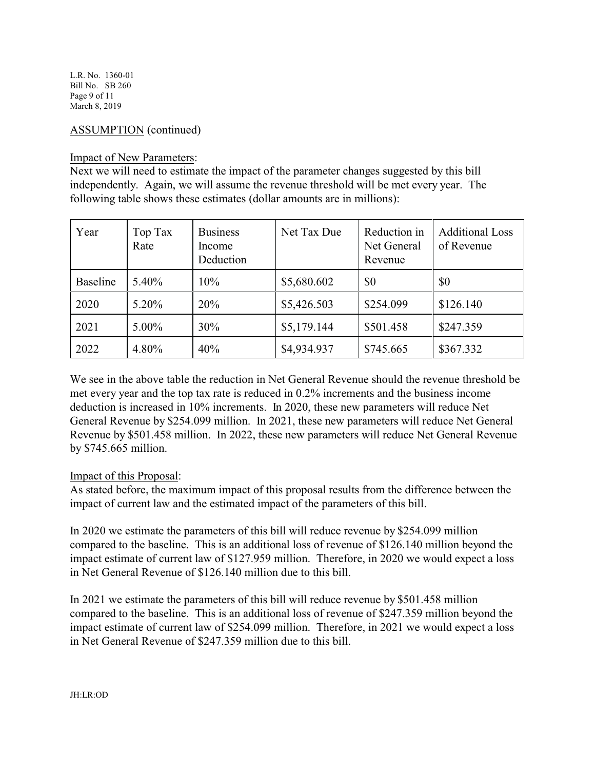ASSUMPTION (continued)

Impact of New Parameters:
Next we will need to estimate the impact of the parameter changes suggested by this bill independently. Again, we will assume the revenue threshold will be met every year. The following table shows these estimates (dollar amounts are in millions):

| Year | Top Tax Rate | Business Income Deduction | Net Tax Due | Reduction in Net General Revenue | Additional Loss of Revenue |
|---|---|---|---|---|---|
| Baseline | 5.40% | 10% | $5,680.602 | $0 | $0 |
| 2020 | 5.20% | 20% | $5,426.503 | $254.099 | $126.140 |
| 2021 | 5.00% | 30% | $5,179.144 | $501.458 | $247.359 |
| 2022 | 4.80% | 40% | $4,934.937 | $745.665 | $367.332 |

We see in the above table the reduction in Net General Revenue should the revenue threshold be met every year and the top tax rate is reduced in 0.2% increments and the business income deduction is increased in 10% increments. In 2020, these new parameters will reduce Net General Revenue by $254.099 million. In 2021, these new parameters will reduce Net General Revenue by $501.458 million. In 2022, these new parameters will reduce Net General Revenue by $745.665 million.

Impact of this Proposal:
As stated before, the maximum impact of this proposal results from the difference between the impact of current law and the estimated impact of the parameters of this bill.

In 2020 we estimate the parameters of this bill will reduce revenue by $254.099 million compared to the baseline. This is an additional loss of revenue of $126.140 million beyond the impact estimate of current law of $127.959 million. Therefore, in 2020 we would expect a loss in Net General Revenue of $126.140 million due to this bill.

In 2021 we estimate the parameters of this bill will reduce revenue by $501.458 million compared to the baseline. This is an additional loss of revenue of $247.359 million beyond the impact estimate of current law of $254.099 million. Therefore, in 2021 we would expect a loss in Net General Revenue of $247.359 million due to this bill.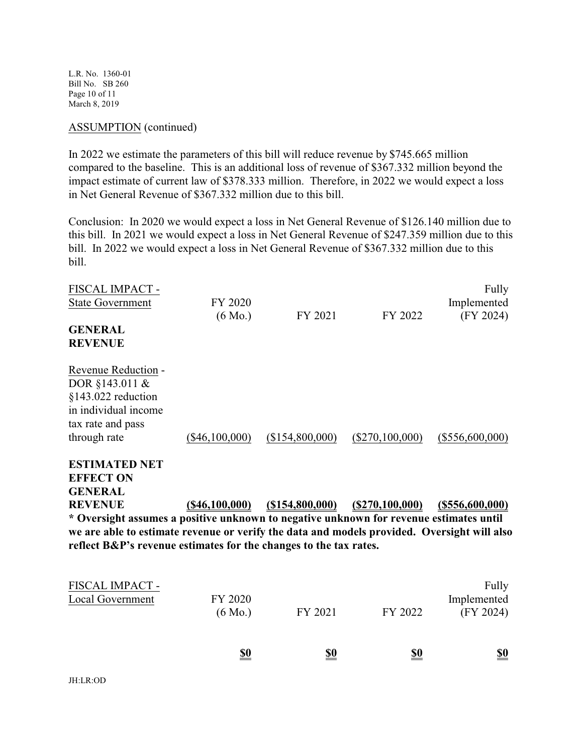ASSUMPTION (continued)

In 2022 we estimate the parameters of this bill will reduce revenue by $745.665 million compared to the baseline. This is an additional loss of revenue of $367.332 million beyond the impact estimate of current law of $378.333 million. Therefore, in 2022 we would expect a loss in Net General Revenue of $367.332 million due to this bill.

Conclusion: In 2020 we would expect a loss in Net General Revenue of $126.140 million due to this bill. In 2021 we would expect a loss in Net General Revenue of $247.359 million due to this bill. In 2022 we would expect a loss in Net General Revenue of $367.332 million due to this bill.

| FISCAL IMPACT - State Government | FY 2020 (6 Mo.) | FY 2021 | FY 2022 | Fully Implemented (FY 2024) |
|---|---|---|---|---|
| **GENERAL REVENUE** | | | | |
| Revenue Reduction - DOR §143.011 & §143.022 reduction in individual income tax rate and pass through rate | ($46,100,000) | ($154,800,000) | ($270,100,000) | ($556,600,000) |
| **ESTIMATED NET EFFECT ON GENERAL REVENUE** | **($46,100,000)** | **($154,800,000)** | **($270,100,000)** | **($556,600,000)** |

**\* Oversight assumes a positive unknown to negative unknown for revenue estimates until we are able to estimate revenue or verify the data and models provided. Oversight will also reflect B&P's revenue estimates for the changes to the tax rates.**

| FISCAL IMPACT - Local Government | FY 2020 (6 Mo.) | FY 2021 | FY 2022 | Fully Implemented (FY 2024) |
|---|---|---|---|---|
| | **$0** | **$0** | **$0** | **$0** |

JH:LR:OD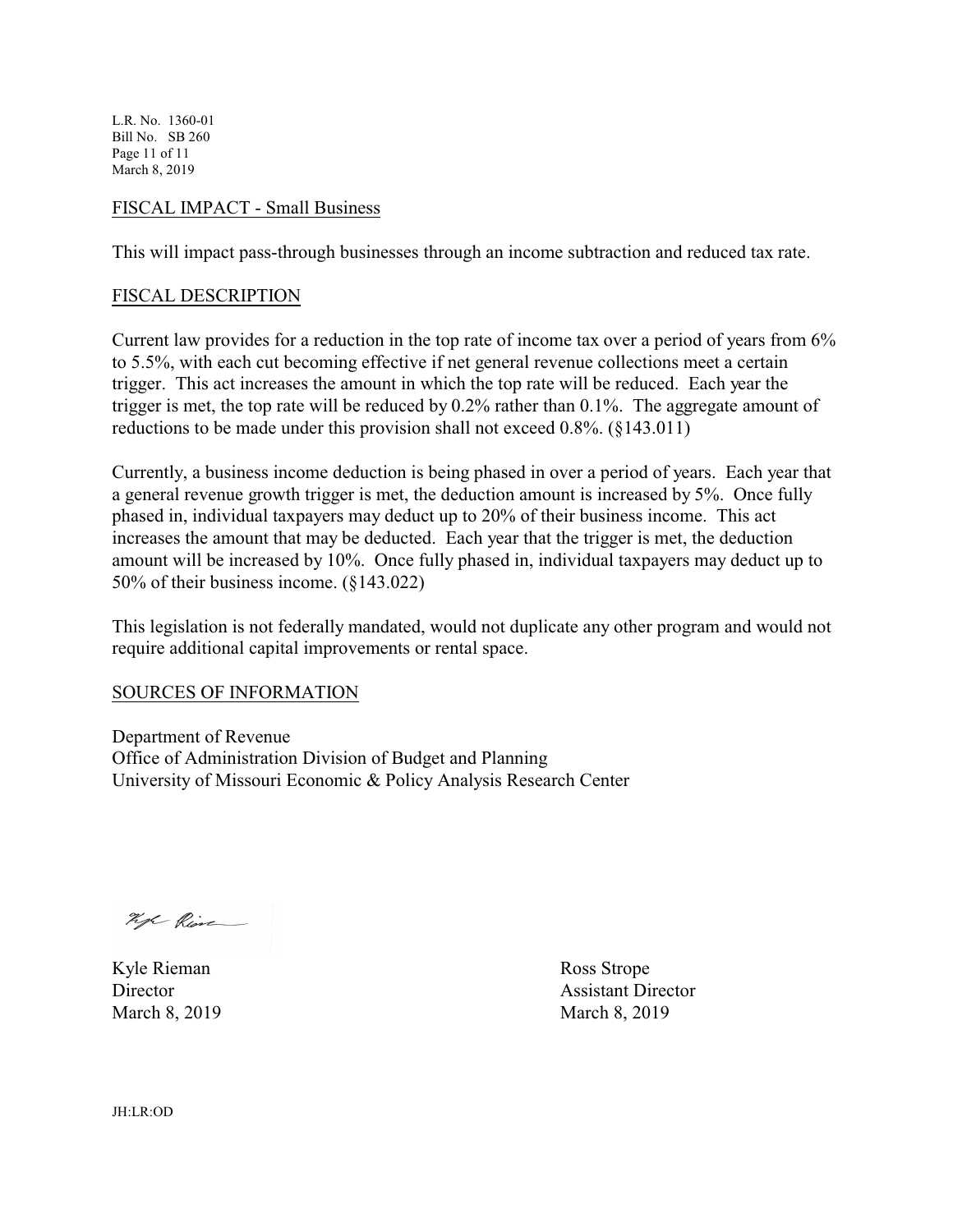## FISCAL IMPACT - Small Business

This will impact pass-through businesses through an income subtraction and reduced tax rate.

## FISCAL DESCRIPTION

Current law provides for a reduction in the top rate of income tax over a period of years from 6% to 5.5%, with each cut becoming effective if net general revenue collections meet a certain trigger. This act increases the amount in which the top rate will be reduced. Each year the trigger is met, the top rate will be reduced by 0.2% rather than 0.1%. The aggregate amount of reductions to be made under this provision shall not exceed 0.8%. (§143.011)

Currently, a business income deduction is being phased in over a period of years. Each year that a general revenue growth trigger is met, the deduction amount is increased by 5%. Once fully phased in, individual taxpayers may deduct up to 20% of their business income. This act increases the amount that may be deducted. Each year that the trigger is met, the deduction amount will be increased by 10%. Once fully phased in, individual taxpayers may deduct up to 50% of their business income. (§143.022)

This legislation is not federally mandated, would not duplicate any other program and would not require additional capital improvements or rental space.

## SOURCES OF INFORMATION

Department of Revenue
Office of Administration Division of Budget and Planning
University of Missouri Economic & Policy Analysis Research Center

Kyle Rieman
Director
March 8, 2019

Ross Strope
Assistant Director
March 8, 2019

JH:LR:OD